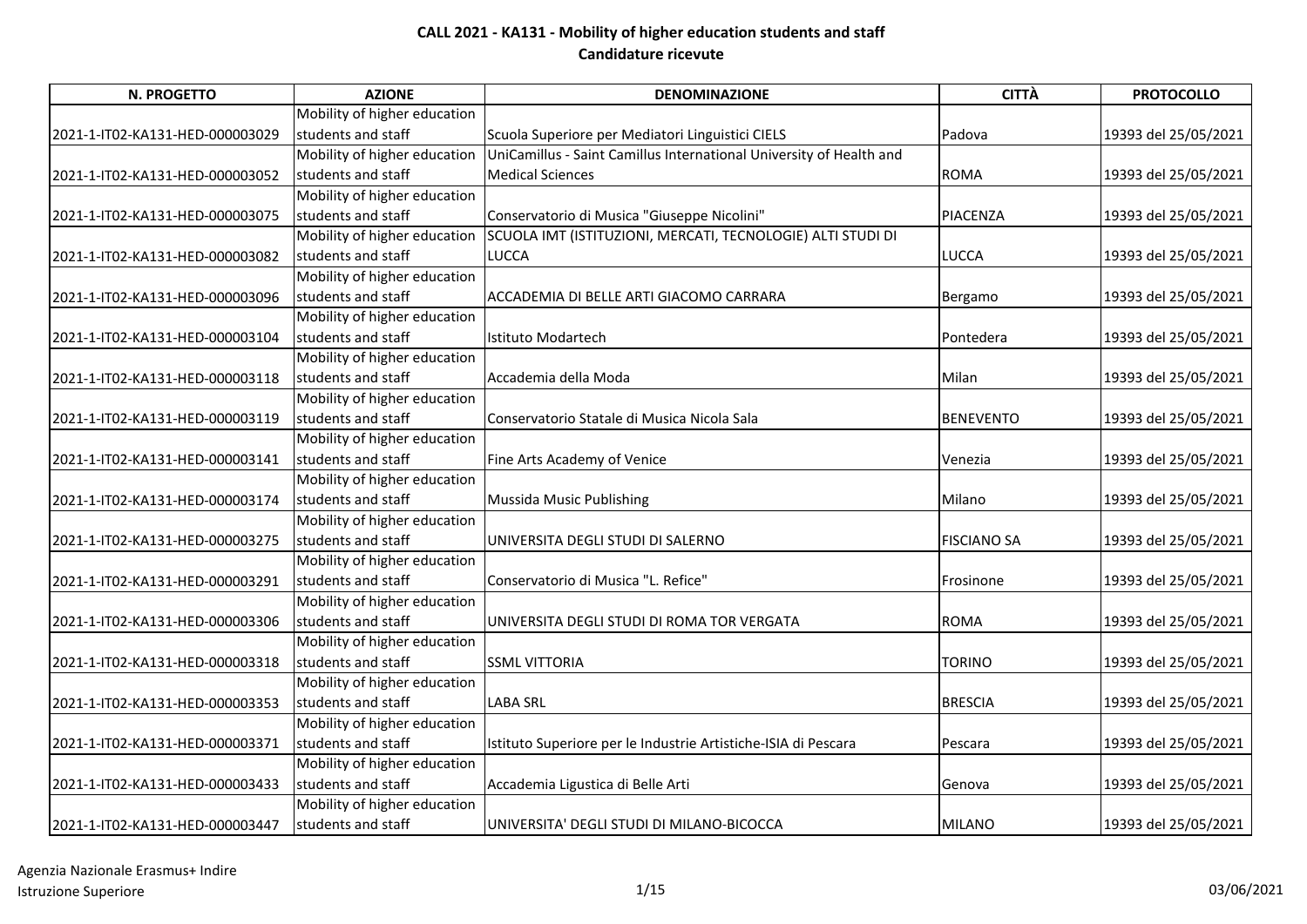# CALL 2021 - KA131 - Mobility of higher education students and staff
## Candidature ricevute

| N. PROGETTO | AZIONE | DENOMINAZIONE | CITTÀ | PROTOCOLLO |
|---|---|---|---|---|
| 2021-1-IT02-KA131-HED-000003029 | Mobility of higher education students and staff | Scuola Superiore per Mediatori Linguistici CIELS | Padova | 19393 del 25/05/2021 |
| 2021-1-IT02-KA131-HED-000003052 | Mobility of higher education students and staff | UniCamillus - Saint Camillus International University of Health and Medical Sciences | ROMA | 19393 del 25/05/2021 |
| 2021-1-IT02-KA131-HED-000003075 | Mobility of higher education students and staff | Conservatorio di Musica "Giuseppe Nicolini" | PIACENZA | 19393 del 25/05/2021 |
| 2021-1-IT02-KA131-HED-000003082 | Mobility of higher education students and staff | SCUOLA IMT (ISTITUZIONI, MERCATI, TECNOLOGIE) ALTI STUDI DI LUCCA | LUCCA | 19393 del 25/05/2021 |
| 2021-1-IT02-KA131-HED-000003096 | Mobility of higher education students and staff | ACCADEMIA DI BELLE ARTI GIACOMO CARRARA | Bergamo | 19393 del 25/05/2021 |
| 2021-1-IT02-KA131-HED-000003104 | Mobility of higher education students and staff | Istituto Modartech | Pontedera | 19393 del 25/05/2021 |
| 2021-1-IT02-KA131-HED-000003118 | Mobility of higher education students and staff | Accademia della Moda | Milan | 19393 del 25/05/2021 |
| 2021-1-IT02-KA131-HED-000003119 | Mobility of higher education students and staff | Conservatorio Statale di Musica Nicola Sala | BENEVENTO | 19393 del 25/05/2021 |
| 2021-1-IT02-KA131-HED-000003141 | Mobility of higher education students and staff | Fine Arts Academy of Venice | Venezia | 19393 del 25/05/2021 |
| 2021-1-IT02-KA131-HED-000003174 | Mobility of higher education students and staff | Mussida Music Publishing | Milano | 19393 del 25/05/2021 |
| 2021-1-IT02-KA131-HED-000003275 | Mobility of higher education students and staff | UNIVERSITA DEGLI STUDI DI SALERNO | FISCIANO SA | 19393 del 25/05/2021 |
| 2021-1-IT02-KA131-HED-000003291 | Mobility of higher education students and staff | Conservatorio di Musica "L. Refice" | Frosinone | 19393 del 25/05/2021 |
| 2021-1-IT02-KA131-HED-000003306 | Mobility of higher education students and staff | UNIVERSITA DEGLI STUDI DI ROMA TOR VERGATA | ROMA | 19393 del 25/05/2021 |
| 2021-1-IT02-KA131-HED-000003318 | Mobility of higher education students and staff | SSML VITTORIA | TORINO | 19393 del 25/05/2021 |
| 2021-1-IT02-KA131-HED-000003353 | Mobility of higher education students and staff | LABA SRL | BRESCIA | 19393 del 25/05/2021 |
| 2021-1-IT02-KA131-HED-000003371 | Mobility of higher education students and staff | Istituto Superiore per le Industrie Artistiche-ISIA di Pescara | Pescara | 19393 del 25/05/2021 |
| 2021-1-IT02-KA131-HED-000003433 | Mobility of higher education students and staff | Accademia Ligustica di Belle Arti | Genova | 19393 del 25/05/2021 |
| 2021-1-IT02-KA131-HED-000003447 | Mobility of higher education students and staff | UNIVERSITA' DEGLI STUDI DI MILANO-BICOCCA | MILANO | 19393 del 25/05/2021 |

Agenzia Nazionale Erasmus+ Indire
Istruzione Superiore

03/06/2021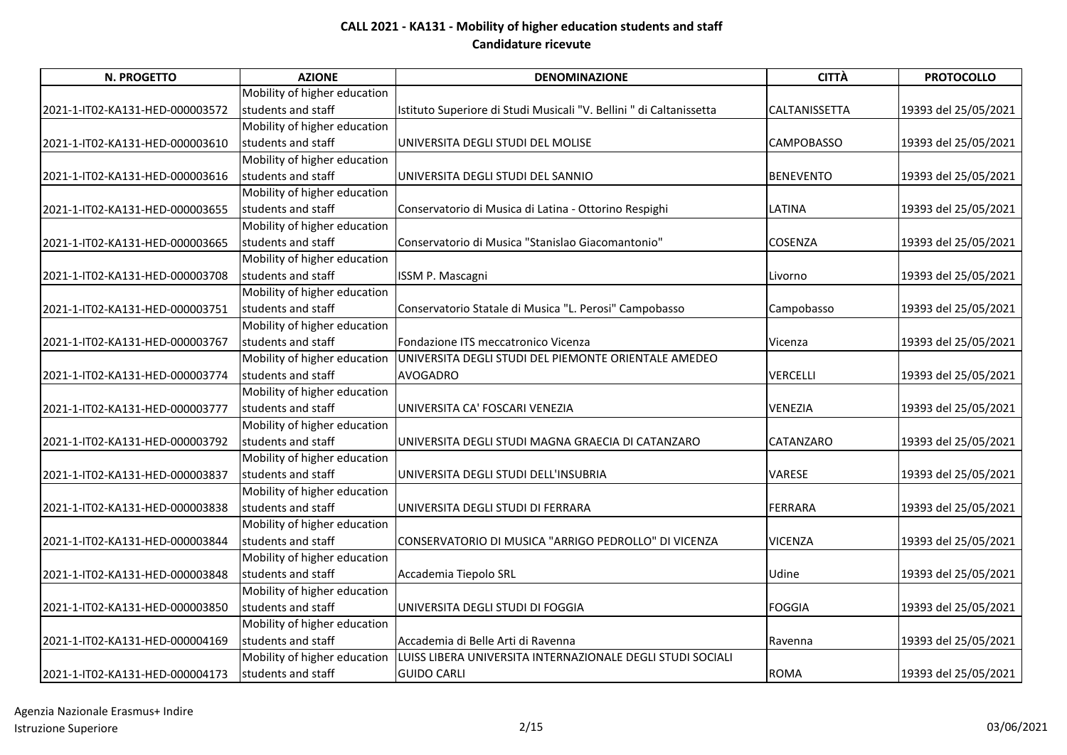# CALL 2021 - KA131 - Mobility of higher education students and staff
## Candidature ricevute

| N. PROGETTO | AZIONE | DENOMINAZIONE | CITTÀ | PROTOCOLLO |
|---|---|---|---|---|
| 2021-1-IT02-KA131-HED-000003572 | Mobility of higher education students and staff | Istituto Superiore di Studi Musicali "V. Bellini " di Caltanissetta | CALTANISSETTA | 19393 del 25/05/2021 |
| 2021-1-IT02-KA131-HED-000003610 | Mobility of higher education students and staff | UNIVERSITA DEGLI STUDI DEL MOLISE | CAMPOBASSO | 19393 del 25/05/2021 |
| 2021-1-IT02-KA131-HED-000003616 | Mobility of higher education students and staff | UNIVERSITA DEGLI STUDI DEL SANNIO | BENEVENTO | 19393 del 25/05/2021 |
| 2021-1-IT02-KA131-HED-000003655 | Mobility of higher education students and staff | Conservatorio di Musica di Latina - Ottorino Respighi | LATINA | 19393 del 25/05/2021 |
| 2021-1-IT02-KA131-HED-000003665 | Mobility of higher education students and staff | Conservatorio di Musica "Stanislao Giacomantonio" | COSENZA | 19393 del 25/05/2021 |
| 2021-1-IT02-KA131-HED-000003708 | Mobility of higher education students and staff | ISSM P. Mascagni | Livorno | 19393 del 25/05/2021 |
| 2021-1-IT02-KA131-HED-000003751 | Mobility of higher education students and staff | Conservatorio Statale di Musica "L. Perosi" Campobasso | Campobasso | 19393 del 25/05/2021 |
| 2021-1-IT02-KA131-HED-000003767 | Mobility of higher education students and staff | Fondazione ITS meccatronico Vicenza | Vicenza | 19393 del 25/05/2021 |
| 2021-1-IT02-KA131-HED-000003774 | Mobility of higher education students and staff | UNIVERSITA DEGLI STUDI DEL PIEMONTE ORIENTALE AMEDEO AVOGADRO | VERCELLI | 19393 del 25/05/2021 |
| 2021-1-IT02-KA131-HED-000003777 | Mobility of higher education students and staff | UNIVERSITA CA' FOSCARI VENEZIA | VENEZIA | 19393 del 25/05/2021 |
| 2021-1-IT02-KA131-HED-000003792 | Mobility of higher education students and staff | UNIVERSITA DEGLI STUDI MAGNA GRAECIA DI CATANZARO | CATANZARO | 19393 del 25/05/2021 |
| 2021-1-IT02-KA131-HED-000003837 | Mobility of higher education students and staff | UNIVERSITA DEGLI STUDI DELL'INSUBRIA | VARESE | 19393 del 25/05/2021 |
| 2021-1-IT02-KA131-HED-000003838 | Mobility of higher education students and staff | UNIVERSITA DEGLI STUDI DI FERRARA | FERRARA | 19393 del 25/05/2021 |
| 2021-1-IT02-KA131-HED-000003844 | Mobility of higher education students and staff | CONSERVATORIO DI MUSICA "ARRIGO PEDROLLO" DI VICENZA | VICENZA | 19393 del 25/05/2021 |
| 2021-1-IT02-KA131-HED-000003848 | Mobility of higher education students and staff | Accademia Tiepolo SRL | Udine | 19393 del 25/05/2021 |
| 2021-1-IT02-KA131-HED-000003850 | Mobility of higher education students and staff | UNIVERSITA DEGLI STUDI DI FOGGIA | FOGGIA | 19393 del 25/05/2021 |
| 2021-1-IT02-KA131-HED-000004169 | Mobility of higher education students and staff | Accademia di Belle Arti di Ravenna | Ravenna | 19393 del 25/05/2021 |
| 2021-1-IT02-KA131-HED-000004173 | Mobility of higher education students and staff | LUISS LIBERA UNIVERSITA INTERNAZIONALE DEGLI STUDI SOCIALI GUIDO CARLI | ROMA | 19393 del 25/05/2021 |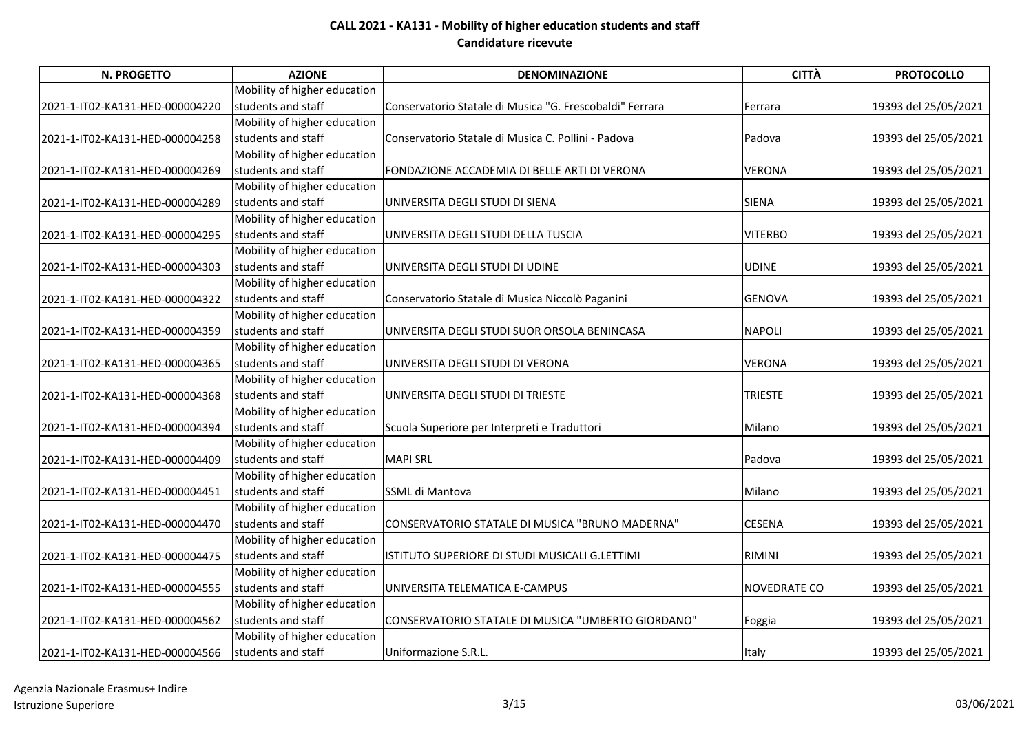## CALL 2021 - KA131 - Mobility of higher education students and staff
### Candidature ricevute

| N. PROGETTO | AZIONE | DENOMINAZIONE | CITTÀ | PROTOCOLLO |
|---|---|---|---|---|
| 2021-1-IT02-KA131-HED-000004220 | Mobility of higher education students and staff | Conservatorio Statale di Musica "G. Frescobaldi" Ferrara | Ferrara | 19393 del 25/05/2021 |
| 2021-1-IT02-KA131-HED-000004258 | Mobility of higher education students and staff | Conservatorio Statale di Musica C. Pollini - Padova | Padova | 19393 del 25/05/2021 |
| 2021-1-IT02-KA131-HED-000004269 | Mobility of higher education students and staff | FONDAZIONE ACCADEMIA DI BELLE ARTI DI VERONA | VERONA | 19393 del 25/05/2021 |
| 2021-1-IT02-KA131-HED-000004289 | Mobility of higher education students and staff | UNIVERSITA DEGLI STUDI DI SIENA | SIENA | 19393 del 25/05/2021 |
| 2021-1-IT02-KA131-HED-000004295 | Mobility of higher education students and staff | UNIVERSITA DEGLI STUDI DELLA TUSCIA | VITERBO | 19393 del 25/05/2021 |
| 2021-1-IT02-KA131-HED-000004303 | Mobility of higher education students and staff | UNIVERSITA DEGLI STUDI DI UDINE | UDINE | 19393 del 25/05/2021 |
| 2021-1-IT02-KA131-HED-000004322 | Mobility of higher education students and staff | Conservatorio Statale di Musica Niccolò Paganini | GENOVA | 19393 del 25/05/2021 |
| 2021-1-IT02-KA131-HED-000004359 | Mobility of higher education students and staff | UNIVERSITA DEGLI STUDI SUOR ORSOLA BENINCASA | NAPOLI | 19393 del 25/05/2021 |
| 2021-1-IT02-KA131-HED-000004365 | Mobility of higher education students and staff | UNIVERSITA DEGLI STUDI DI VERONA | VERONA | 19393 del 25/05/2021 |
| 2021-1-IT02-KA131-HED-000004368 | Mobility of higher education students and staff | UNIVERSITA DEGLI STUDI DI TRIESTE | TRIESTE | 19393 del 25/05/2021 |
| 2021-1-IT02-KA131-HED-000004394 | Mobility of higher education students and staff | Scuola Superiore per Interpreti e Traduttori | Milano | 19393 del 25/05/2021 |
| 2021-1-IT02-KA131-HED-000004409 | Mobility of higher education students and staff | MAPI SRL | Padova | 19393 del 25/05/2021 |
| 2021-1-IT02-KA131-HED-000004451 | Mobility of higher education students and staff | SSML di Mantova | Milano | 19393 del 25/05/2021 |
| 2021-1-IT02-KA131-HED-000004470 | Mobility of higher education students and staff | CONSERVATORIO STATALE DI MUSICA "BRUNO MADERNA" | CESENA | 19393 del 25/05/2021 |
| 2021-1-IT02-KA131-HED-000004475 | Mobility of higher education students and staff | ISTITUTO SUPERIORE DI STUDI MUSICALI G.LETTIMI | RIMINI | 19393 del 25/05/2021 |
| 2021-1-IT02-KA131-HED-000004555 | Mobility of higher education students and staff | UNIVERSITA TELEMATICA E-CAMPUS | NOVEDRATE CO | 19393 del 25/05/2021 |
| 2021-1-IT02-KA131-HED-000004562 | Mobility of higher education students and staff | CONSERVATORIO STATALE DI MUSICA "UMBERTO GIORDANO" | Foggia | 19393 del 25/05/2021 |
| 2021-1-IT02-KA131-HED-000004566 | Mobility of higher education students and staff | Uniformazione S.R.L. | Italy | 19393 del 25/05/2021 |

Agenzia Nazionale Erasmus+ Indire
Istruzione Superiore

03/06/2021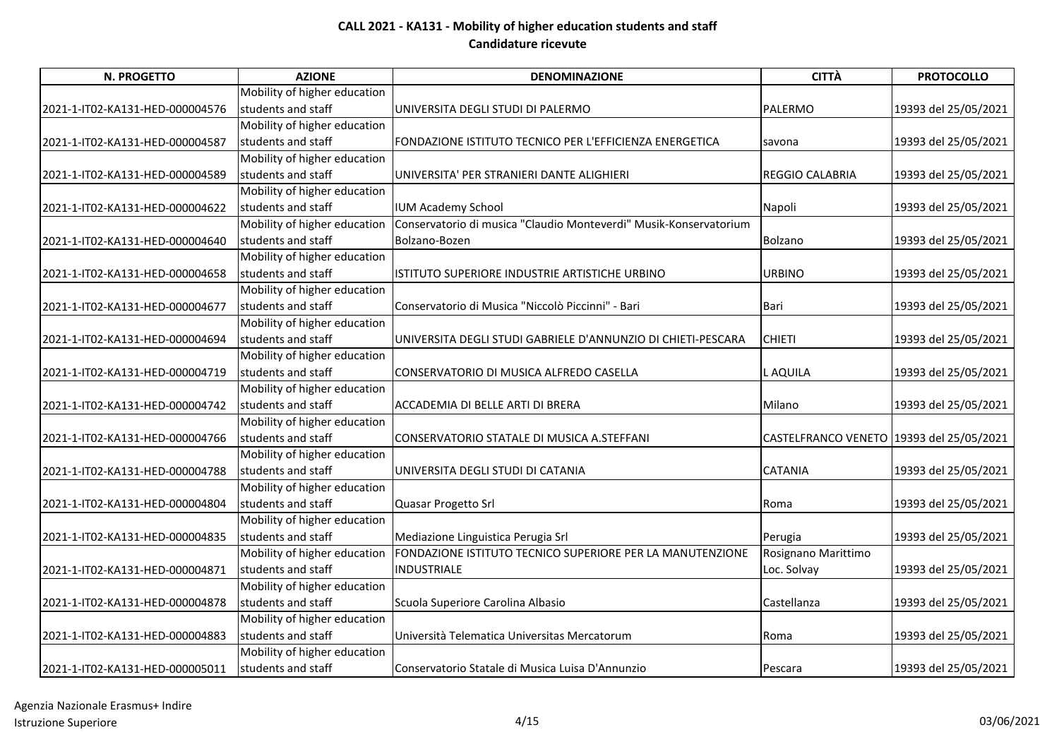# CALL 2021 - KA131 - Mobility of higher education students and staff
## Candidature ricevute

| N. PROGETTO | AZIONE | DENOMINAZIONE | CITTÀ | PROTOCOLLO |
|---|---|---|---|---|
| 2021-1-IT02-KA131-HED-000004576 | Mobility of higher education students and staff | UNIVERSITA DEGLI STUDI DI PALERMO | PALERMO | 19393 del 25/05/2021 |
| 2021-1-IT02-KA131-HED-000004587 | Mobility of higher education students and staff | FONDAZIONE ISTITUTO TECNICO PER L'EFFICIENZA ENERGETICA | savona | 19393 del 25/05/2021 |
| 2021-1-IT02-KA131-HED-000004589 | Mobility of higher education students and staff | UNIVERSITA' PER STRANIERI DANTE ALIGHIERI | REGGIO CALABRIA | 19393 del 25/05/2021 |
| 2021-1-IT02-KA131-HED-000004622 | Mobility of higher education students and staff | IUM Academy School | Napoli | 19393 del 25/05/2021 |
| 2021-1-IT02-KA131-HED-000004640 | Mobility of higher education students and staff | Conservatorio di musica "Claudio Monteverdi" Musik-Konservatorium Bolzano-Bozen | Bolzano | 19393 del 25/05/2021 |
| 2021-1-IT02-KA131-HED-000004658 | Mobility of higher education students and staff | ISTITUTO SUPERIORE INDUSTRIE ARTISTICHE URBINO | URBINO | 19393 del 25/05/2021 |
| 2021-1-IT02-KA131-HED-000004677 | Mobility of higher education students and staff | Conservatorio di Musica "Niccolò Piccinni" - Bari | Bari | 19393 del 25/05/2021 |
| 2021-1-IT02-KA131-HED-000004694 | Mobility of higher education students and staff | UNIVERSITA DEGLI STUDI GABRIELE D'ANNUNZIO DI CHIETI-PESCARA | CHIETI | 19393 del 25/05/2021 |
| 2021-1-IT02-KA131-HED-000004719 | Mobility of higher education students and staff | CONSERVATORIO DI MUSICA ALFREDO CASELLA | L AQUILA | 19393 del 25/05/2021 |
| 2021-1-IT02-KA131-HED-000004742 | Mobility of higher education students and staff | ACCADEMIA DI BELLE ARTI DI BRERA | Milano | 19393 del 25/05/2021 |
| 2021-1-IT02-KA131-HED-000004766 | Mobility of higher education students and staff | CONSERVATORIO STATALE DI MUSICA A.STEFFANI | CASTELFRANCO VENETO | 19393 del 25/05/2021 |
| 2021-1-IT02-KA131-HED-000004788 | Mobility of higher education students and staff | UNIVERSITA DEGLI STUDI DI CATANIA | CATANIA | 19393 del 25/05/2021 |
| 2021-1-IT02-KA131-HED-000004804 | Mobility of higher education students and staff | Quasar Progetto Srl | Roma | 19393 del 25/05/2021 |
| 2021-1-IT02-KA131-HED-000004835 | Mobility of higher education students and staff | Mediazione Linguistica Perugia Srl | Perugia | 19393 del 25/05/2021 |
| 2021-1-IT02-KA131-HED-000004871 | Mobility of higher education students and staff | FONDAZIONE ISTITUTO TECNICO SUPERIORE PER LA MANUTENZIONE INDUSTRIALE | Rosignano Marittimo Loc. Solvay | 19393 del 25/05/2021 |
| 2021-1-IT02-KA131-HED-000004878 | Mobility of higher education students and staff | Scuola Superiore Carolina Albasio | Castellanza | 19393 del 25/05/2021 |
| 2021-1-IT02-KA131-HED-000004883 | Mobility of higher education students and staff | Università Telematica Universitas Mercatorum | Roma | 19393 del 25/05/2021 |
| 2021-1-IT02-KA131-HED-000005011 | Mobility of higher education students and staff | Conservatorio Statale di Musica Luisa D'Annunzio | Pescara | 19393 del 25/05/2021 |

Agenzia Nazionale Erasmus+ Indire
Istruzione Superiore

03/06/2021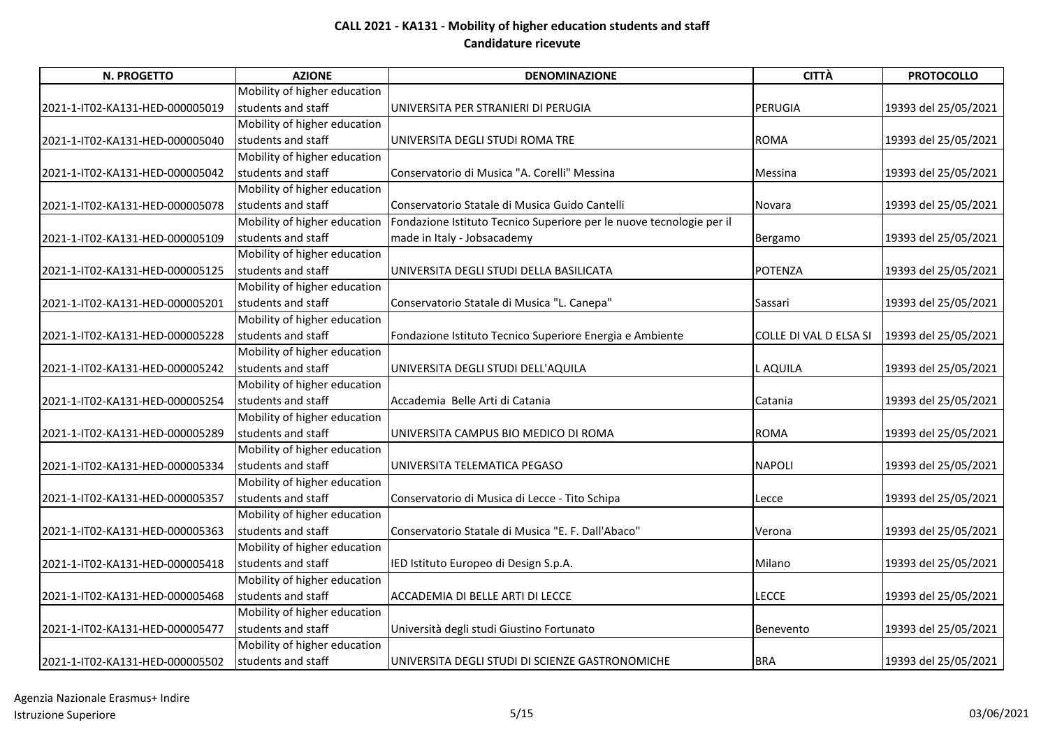## CALL 2021 - KA131 - Mobility of higher education students and staff
### Candidature ricevute

| N. PROGETTO | AZIONE | DENOMINAZIONE | CITTÀ | PROTOCOLLO |
|---|---|---|---|---|
| 2021-1-IT02-KA131-HED-000005019 | Mobility of higher education students and staff | UNIVERSITA PER STRANIERI DI PERUGIA | PERUGIA | 19393 del 25/05/2021 |
| 2021-1-IT02-KA131-HED-000005040 | Mobility of higher education students and staff | UNIVERSITA DEGLI STUDI ROMA TRE | ROMA | 19393 del 25/05/2021 |
| 2021-1-IT02-KA131-HED-000005042 | Mobility of higher education students and staff | Conservatorio di Musica "A. Corelli" Messina | Messina | 19393 del 25/05/2021 |
| 2021-1-IT02-KA131-HED-000005078 | Mobility of higher education students and staff | Conservatorio Statale di Musica Guido Cantelli | Novara | 19393 del 25/05/2021 |
| 2021-1-IT02-KA131-HED-000005109 | Mobility of higher education students and staff | Fondazione Istituto Tecnico Superiore per le nuove tecnologie per il made in Italy - Jobsacademy | Bergamo | 19393 del 25/05/2021 |
| 2021-1-IT02-KA131-HED-000005125 | Mobility of higher education students and staff | UNIVERSITA DEGLI STUDI DELLA BASILICATA | POTENZA | 19393 del 25/05/2021 |
| 2021-1-IT02-KA131-HED-000005201 | Mobility of higher education students and staff | Conservatorio Statale di Musica "L. Canepa" | Sassari | 19393 del 25/05/2021 |
| 2021-1-IT02-KA131-HED-000005228 | Mobility of higher education students and staff | Fondazione Istituto Tecnico Superiore Energia e Ambiente | COLLE DI VAL D ELSA SI | 19393 del 25/05/2021 |
| 2021-1-IT02-KA131-HED-000005242 | Mobility of higher education students and staff | UNIVERSITA DEGLI STUDI DELL'AQUILA | L AQUILA | 19393 del 25/05/2021 |
| 2021-1-IT02-KA131-HED-000005254 | Mobility of higher education students and staff | Accademia  Belle Arti di Catania | Catania | 19393 del 25/05/2021 |
| 2021-1-IT02-KA131-HED-000005289 | Mobility of higher education students and staff | UNIVERSITA CAMPUS BIO MEDICO DI ROMA | ROMA | 19393 del 25/05/2021 |
| 2021-1-IT02-KA131-HED-000005334 | Mobility of higher education students and staff | UNIVERSITA TELEMATICA PEGASO | NAPOLI | 19393 del 25/05/2021 |
| 2021-1-IT02-KA131-HED-000005357 | Mobility of higher education students and staff | Conservatorio di Musica di Lecce - Tito Schipa | Lecce | 19393 del 25/05/2021 |
| 2021-1-IT02-KA131-HED-000005363 | Mobility of higher education students and staff | Conservatorio Statale di Musica "E. F. Dall'Abaco" | Verona | 19393 del 25/05/2021 |
| 2021-1-IT02-KA131-HED-000005418 | Mobility of higher education students and staff | IED Istituto Europeo di Design S.p.A. | Milano | 19393 del 25/05/2021 |
| 2021-1-IT02-KA131-HED-000005468 | Mobility of higher education students and staff | ACCADEMIA DI BELLE ARTI DI LECCE | LECCE | 19393 del 25/05/2021 |
| 2021-1-IT02-KA131-HED-000005477 | Mobility of higher education students and staff | Università degli studi Giustino Fortunato | Benevento | 19393 del 25/05/2021 |
| 2021-1-IT02-KA131-HED-000005502 | Mobility of higher education students and staff | UNIVERSITA DEGLI STUDI DI SCIENZE GASTRONOMICHE | BRA | 19393 del 25/05/2021 |

Agenzia Nazionale Erasmus+ Indire
Istruzione Superiore

03/06/2021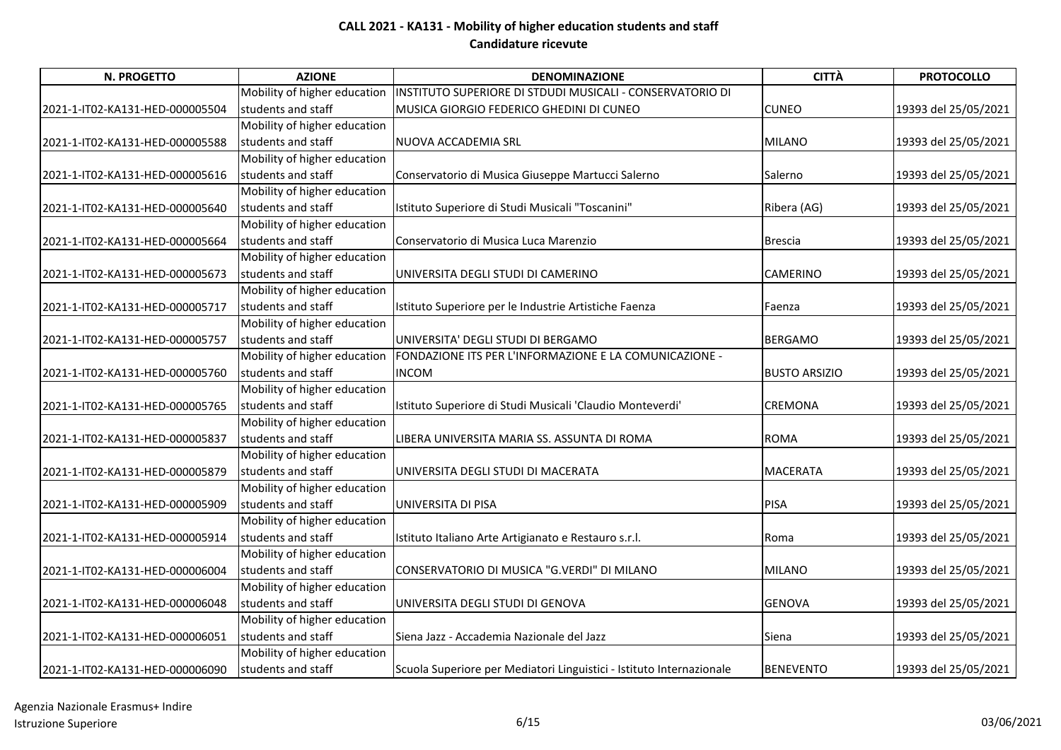# CALL 2021 - KA131 - Mobility of higher education students and staff
## Candidature ricevute

| N. PROGETTO | AZIONE | DENOMINAZIONE | CITTÀ | PROTOCOLLO |
|---|---|---|---|---|
| 2021-1-IT02-KA131-HED-000005504 | Mobility of higher education students and staff | INSTITUTO SUPERIORE DI STDUDI MUSICALI - CONSERVATORIO DI MUSICA GIORGIO FEDERICO GHEDINI DI CUNEO | CUNEO | 19393 del 25/05/2021 |
| 2021-1-IT02-KA131-HED-000005588 | Mobility of higher education students and staff | NUOVA ACCADEMIA SRL | MILANO | 19393 del 25/05/2021 |
| 2021-1-IT02-KA131-HED-000005616 | Mobility of higher education students and staff | Conservatorio di Musica Giuseppe Martucci Salerno | Salerno | 19393 del 25/05/2021 |
| 2021-1-IT02-KA131-HED-000005640 | Mobility of higher education students and staff | Istituto Superiore di Studi Musicali "Toscanini" | Ribera (AG) | 19393 del 25/05/2021 |
| 2021-1-IT02-KA131-HED-000005664 | Mobility of higher education students and staff | Conservatorio di Musica Luca Marenzio | Brescia | 19393 del 25/05/2021 |
| 2021-1-IT02-KA131-HED-000005673 | Mobility of higher education students and staff | UNIVERSITA DEGLI STUDI DI CAMERINO | CAMERINO | 19393 del 25/05/2021 |
| 2021-1-IT02-KA131-HED-000005717 | Mobility of higher education students and staff | Istituto Superiore per le Industrie Artistiche Faenza | Faenza | 19393 del 25/05/2021 |
| 2021-1-IT02-KA131-HED-000005757 | Mobility of higher education students and staff | UNIVERSITA' DEGLI STUDI DI BERGAMO | BERGAMO | 19393 del 25/05/2021 |
| 2021-1-IT02-KA131-HED-000005760 | Mobility of higher education students and staff | FONDAZIONE ITS PER L'INFORMAZIONE E LA COMUNICAZIONE - INCOM | BUSTO ARSIZIO | 19393 del 25/05/2021 |
| 2021-1-IT02-KA131-HED-000005765 | Mobility of higher education students and staff | Istituto Superiore di Studi Musicali 'Claudio Monteverdi' | CREMONA | 19393 del 25/05/2021 |
| 2021-1-IT02-KA131-HED-000005837 | Mobility of higher education students and staff | LIBERA UNIVERSITA MARIA SS. ASSUNTA DI ROMA | ROMA | 19393 del 25/05/2021 |
| 2021-1-IT02-KA131-HED-000005879 | Mobility of higher education students and staff | UNIVERSITA DEGLI STUDI DI MACERATA | MACERATA | 19393 del 25/05/2021 |
| 2021-1-IT02-KA131-HED-000005909 | Mobility of higher education students and staff | UNIVERSITA DI PISA | PISA | 19393 del 25/05/2021 |
| 2021-1-IT02-KA131-HED-000005914 | Mobility of higher education students and staff | Istituto Italiano Arte Artigianato e Restauro s.r.l. | Roma | 19393 del 25/05/2021 |
| 2021-1-IT02-KA131-HED-000006004 | Mobility of higher education students and staff | CONSERVATORIO DI MUSICA "G.VERDI" DI MILANO | MILANO | 19393 del 25/05/2021 |
| 2021-1-IT02-KA131-HED-000006048 | Mobility of higher education students and staff | UNIVERSITA DEGLI STUDI DI GENOVA | GENOVA | 19393 del 25/05/2021 |
| 2021-1-IT02-KA131-HED-000006051 | Mobility of higher education students and staff | Siena Jazz - Accademia Nazionale del Jazz | Siena | 19393 del 25/05/2021 |
| 2021-1-IT02-KA131-HED-000006090 | Mobility of higher education students and staff | Scuola Superiore per Mediatori Linguistici - Istituto Internazionale | BENEVENTO | 19393 del 25/05/2021 |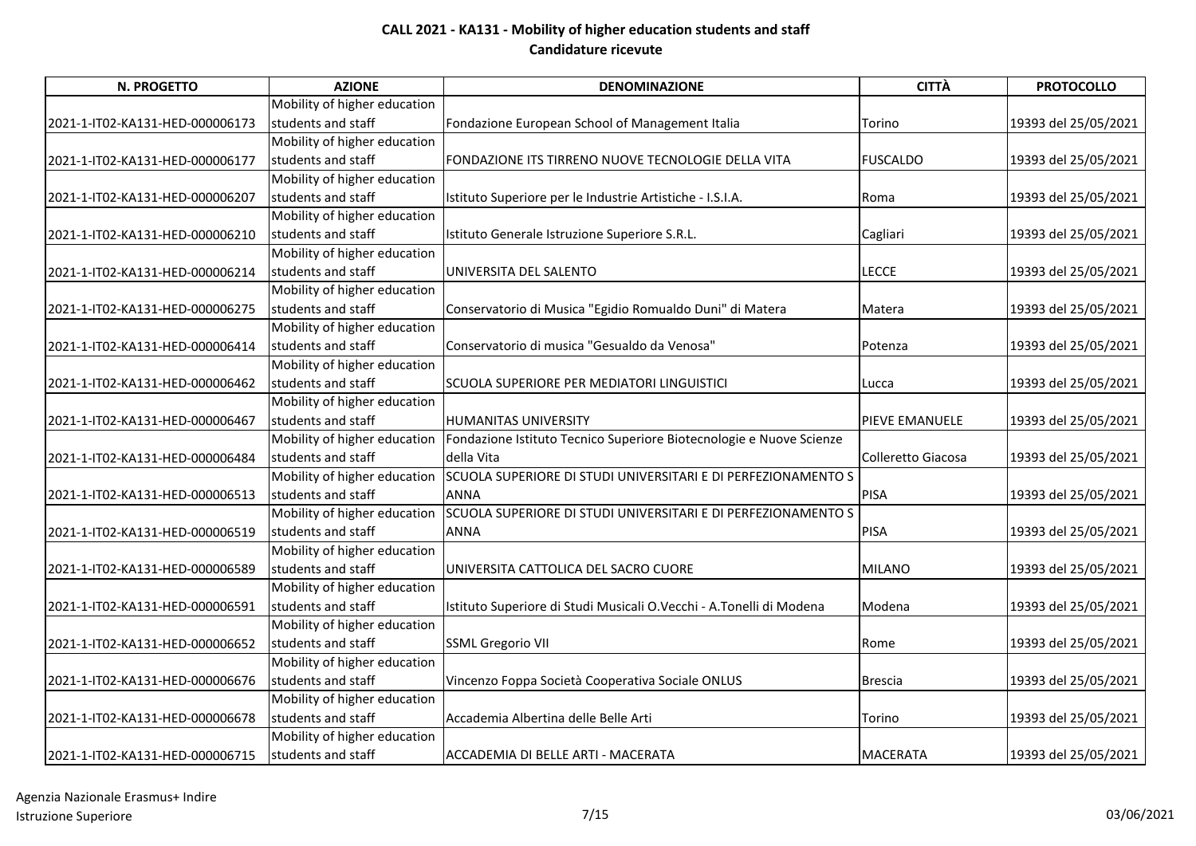## CALL 2021 - KA131 - Mobility of higher education students and staff
### Candidature ricevute

| N. PROGETTO | AZIONE | DENOMINAZIONE | CITTÀ | PROTOCOLLO |
|---|---|---|---|---|
| 2021-1-IT02-KA131-HED-000006173 | Mobility of higher education students and staff | Fondazione European School of Management Italia | Torino | 19393 del 25/05/2021 |
| 2021-1-IT02-KA131-HED-000006177 | Mobility of higher education students and staff | FONDAZIONE ITS TIRRENO NUOVE TECNOLOGIE DELLA VITA | FUSCALDO | 19393 del 25/05/2021 |
| 2021-1-IT02-KA131-HED-000006207 | Mobility of higher education students and staff | Istituto Superiore per le Industrie Artistiche - I.S.I.A. | Roma | 19393 del 25/05/2021 |
| 2021-1-IT02-KA131-HED-000006210 | Mobility of higher education students and staff | Istituto Generale Istruzione Superiore S.R.L. | Cagliari | 19393 del 25/05/2021 |
| 2021-1-IT02-KA131-HED-000006214 | Mobility of higher education students and staff | UNIVERSITA DEL SALENTO | LECCE | 19393 del 25/05/2021 |
| 2021-1-IT02-KA131-HED-000006275 | Mobility of higher education students and staff | Conservatorio di Musica "Egidio Romualdo Duni" di Matera | Matera | 19393 del 25/05/2021 |
| 2021-1-IT02-KA131-HED-000006414 | Mobility of higher education students and staff | Conservatorio di musica "Gesualdo da Venosa" | Potenza | 19393 del 25/05/2021 |
| 2021-1-IT02-KA131-HED-000006462 | Mobility of higher education students and staff | SCUOLA SUPERIORE PER MEDIATORI LINGUISTICI | Lucca | 19393 del 25/05/2021 |
| 2021-1-IT02-KA131-HED-000006467 | Mobility of higher education students and staff | HUMANITAS UNIVERSITY | PIEVE EMANUELE | 19393 del 25/05/2021 |
| 2021-1-IT02-KA131-HED-000006484 | Mobility of higher education students and staff | Fondazione Istituto Tecnico Superiore Biotecnologie e Nuove Scienze della Vita | Colleretto Giacosa | 19393 del 25/05/2021 |
| 2021-1-IT02-KA131-HED-000006513 | Mobility of higher education students and staff | SCUOLA SUPERIORE DI STUDI UNIVERSITARI E DI PERFEZIONAMENTO S ANNA | PISA | 19393 del 25/05/2021 |
| 2021-1-IT02-KA131-HED-000006519 | Mobility of higher education students and staff | SCUOLA SUPERIORE DI STUDI UNIVERSITARI E DI PERFEZIONAMENTO S ANNA | PISA | 19393 del 25/05/2021 |
| 2021-1-IT02-KA131-HED-000006589 | Mobility of higher education students and staff | UNIVERSITA CATTOLICA DEL SACRO CUORE | MILANO | 19393 del 25/05/2021 |
| 2021-1-IT02-KA131-HED-000006591 | Mobility of higher education students and staff | Istituto Superiore di Studi Musicali O.Vecchi - A.Tonelli di Modena | Modena | 19393 del 25/05/2021 |
| 2021-1-IT02-KA131-HED-000006652 | Mobility of higher education students and staff | SSML Gregorio VII | Rome | 19393 del 25/05/2021 |
| 2021-1-IT02-KA131-HED-000006676 | Mobility of higher education students and staff | Vincenzo Foppa Società Cooperativa Sociale ONLUS | Brescia | 19393 del 25/05/2021 |
| 2021-1-IT02-KA131-HED-000006678 | Mobility of higher education students and staff | Accademia Albertina delle Belle Arti | Torino | 19393 del 25/05/2021 |
| 2021-1-IT02-KA131-HED-000006715 | Mobility of higher education students and staff | ACCADEMIA DI BELLE ARTI - MACERATA | MACERATA | 19393 del 25/05/2021 |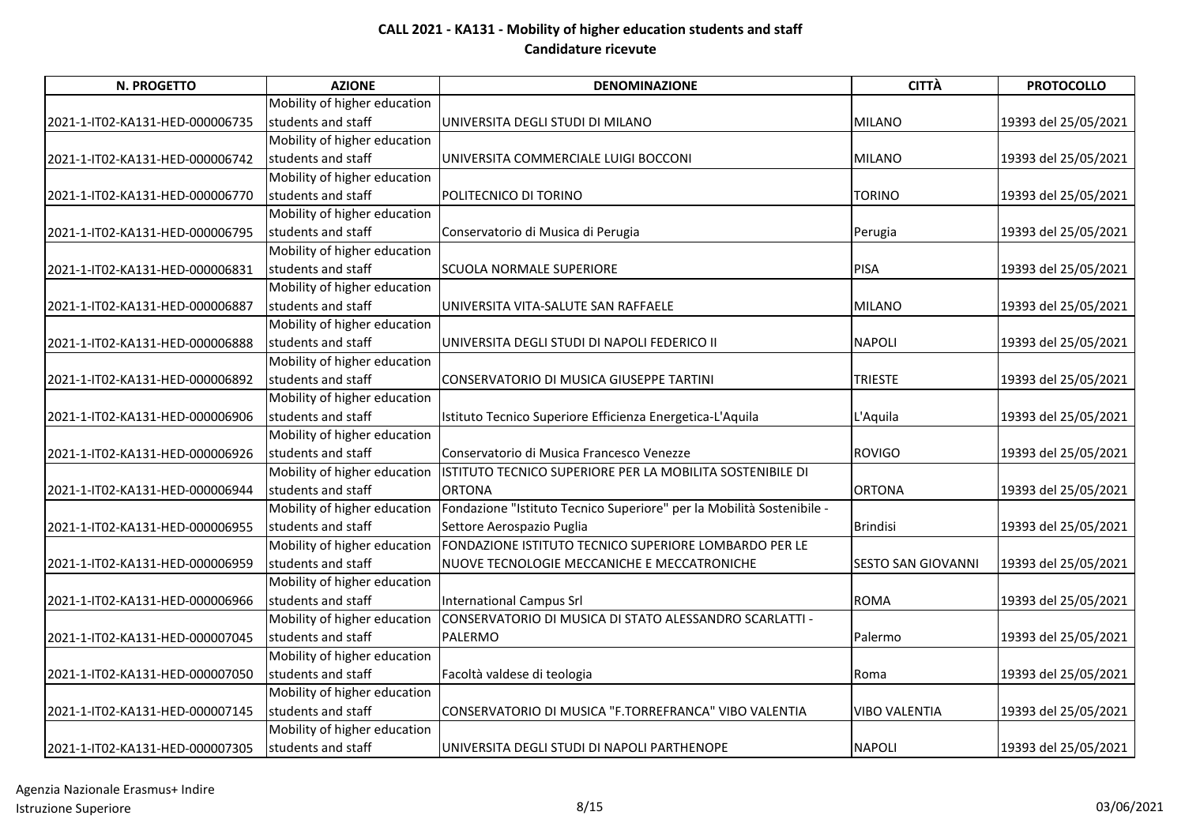# CALL 2021 - KA131 - Mobility of higher education students and staff
## Candidature ricevute

| N. PROGETTO | AZIONE | DENOMINAZIONE | CITTÀ | PROTOCOLLO |
|---|---|---|---|---|
| 2021-1-IT02-KA131-HED-000006735 | Mobility of higher education students and staff | UNIVERSITA DEGLI STUDI DI MILANO | MILANO | 19393 del 25/05/2021 |
| 2021-1-IT02-KA131-HED-000006742 | Mobility of higher education students and staff | UNIVERSITA COMMERCIALE LUIGI BOCCONI | MILANO | 19393 del 25/05/2021 |
| 2021-1-IT02-KA131-HED-000006770 | Mobility of higher education students and staff | POLITECNICO DI TORINO | TORINO | 19393 del 25/05/2021 |
| 2021-1-IT02-KA131-HED-000006795 | Mobility of higher education students and staff | Conservatorio di Musica di Perugia | Perugia | 19393 del 25/05/2021 |
| 2021-1-IT02-KA131-HED-000006831 | Mobility of higher education students and staff | SCUOLA NORMALE SUPERIORE | PISA | 19393 del 25/05/2021 |
| 2021-1-IT02-KA131-HED-000006887 | Mobility of higher education students and staff | UNIVERSITA VITA-SALUTE SAN RAFFAELE | MILANO | 19393 del 25/05/2021 |
| 2021-1-IT02-KA131-HED-000006888 | Mobility of higher education students and staff | UNIVERSITA DEGLI STUDI DI NAPOLI FEDERICO II | NAPOLI | 19393 del 25/05/2021 |
| 2021-1-IT02-KA131-HED-000006892 | Mobility of higher education students and staff | CONSERVATORIO DI MUSICA GIUSEPPE TARTINI | TRIESTE | 19393 del 25/05/2021 |
| 2021-1-IT02-KA131-HED-000006906 | Mobility of higher education students and staff | Istituto Tecnico Superiore Efficienza Energetica-L'Aquila | L'Aquila | 19393 del 25/05/2021 |
| 2021-1-IT02-KA131-HED-000006926 | Mobility of higher education students and staff | Conservatorio di Musica Francesco Venezze | ROVIGO | 19393 del 25/05/2021 |
| 2021-1-IT02-KA131-HED-000006944 | Mobility of higher education students and staff | ISTITUTO TECNICO SUPERIORE PER LA MOBILITA SOSTENIBILE DI ORTONA | ORTONA | 19393 del 25/05/2021 |
| 2021-1-IT02-KA131-HED-000006955 | Mobility of higher education students and staff | Fondazione "Istituto Tecnico Superiore" per la Mobilità Sostenibile - Settore Aerospazio Puglia | Brindisi | 19393 del 25/05/2021 |
| 2021-1-IT02-KA131-HED-000006959 | Mobility of higher education students and staff | FONDAZIONE ISTITUTO TECNICO SUPERIORE LOMBARDO PER LE NUOVE TECNOLOGIE MECCANICHE E MECCATRONICHE | SESTO SAN GIOVANNI | 19393 del 25/05/2021 |
| 2021-1-IT02-KA131-HED-000006966 | Mobility of higher education students and staff | International Campus Srl | ROMA | 19393 del 25/05/2021 |
| 2021-1-IT02-KA131-HED-000007045 | Mobility of higher education students and staff | CONSERVATORIO DI MUSICA DI STATO ALESSANDRO SCARLATTI - PALERMO | Palermo | 19393 del 25/05/2021 |
| 2021-1-IT02-KA131-HED-000007050 | Mobility of higher education students and staff | Facoltà valdese di teologia | Roma | 19393 del 25/05/2021 |
| 2021-1-IT02-KA131-HED-000007145 | Mobility of higher education students and staff | CONSERVATORIO DI MUSICA "F.TORREFRANCA" VIBO VALENTIA | VIBO VALENTIA | 19393 del 25/05/2021 |
| 2021-1-IT02-KA131-HED-000007305 | Mobility of higher education students and staff | UNIVERSITA DEGLI STUDI DI NAPOLI PARTHENOPE | NAPOLI | 19393 del 25/05/2021 |

Agenzia Nazionale Erasmus+ Indire
Istruzione Superiore

03/06/2021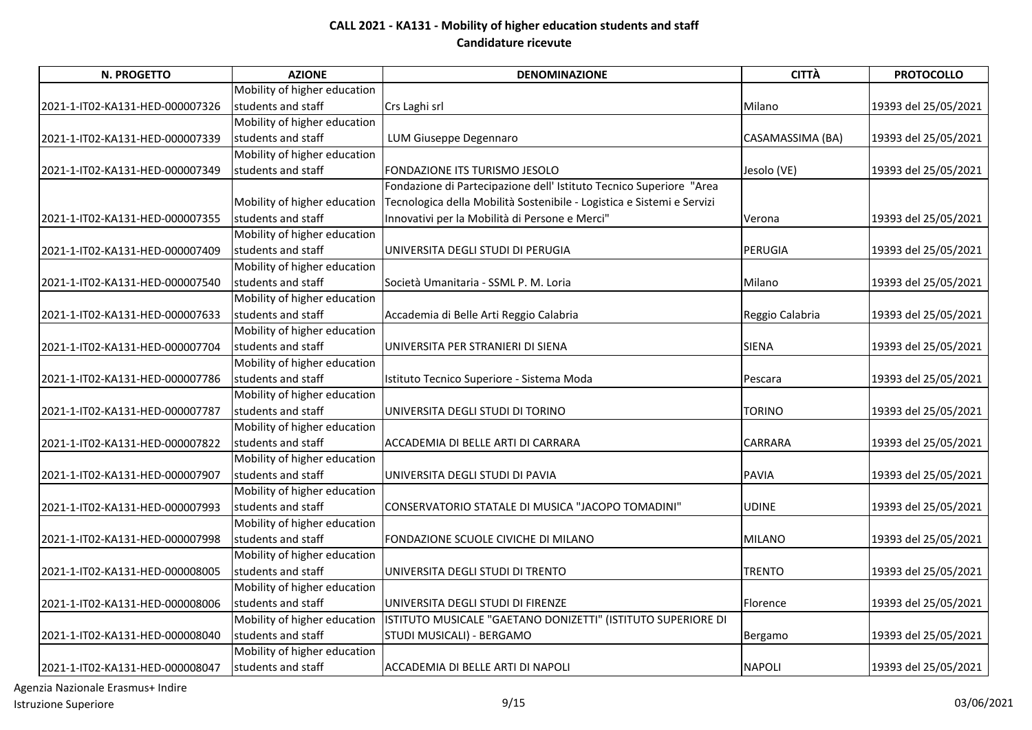# CALL 2021 - KA131 - Mobility of higher education students and staff
## Candidature ricevute

| N. PROGETTO | AZIONE | DENOMINAZIONE | CITTÀ | PROTOCOLLO |
|---|---|---|---|---|
| 2021-1-IT02-KA131-HED-000007326 | Mobility of higher education students and staff | Crs Laghi srl | Milano | 19393 del 25/05/2021 |
| 2021-1-IT02-KA131-HED-000007339 | Mobility of higher education students and staff | LUM Giuseppe Degennaro | CASAMASSIMA (BA) | 19393 del 25/05/2021 |
| 2021-1-IT02-KA131-HED-000007349 | Mobility of higher education students and staff | FONDAZIONE ITS TURISMO JESOLO | Jesolo (VE) | 19393 del 25/05/2021 |
| 2021-1-IT02-KA131-HED-000007355 | Mobility of higher education students and staff | Fondazione di Partecipazione dell' Istituto Tecnico Superiore "Area Tecnologica della Mobilità Sostenibile - Logistica e Sistemi e Servizi Innovativi per la Mobilità di Persone e Merci" | Verona | 19393 del 25/05/2021 |
| 2021-1-IT02-KA131-HED-000007409 | Mobility of higher education students and staff | UNIVERSITA DEGLI STUDI DI PERUGIA | PERUGIA | 19393 del 25/05/2021 |
| 2021-1-IT02-KA131-HED-000007540 | Mobility of higher education students and staff | Società Umanitaria - SSML P. M. Loria | Milano | 19393 del 25/05/2021 |
| 2021-1-IT02-KA131-HED-000007633 | Mobility of higher education students and staff | Accademia di Belle Arti Reggio Calabria | Reggio Calabria | 19393 del 25/05/2021 |
| 2021-1-IT02-KA131-HED-000007704 | Mobility of higher education students and staff | UNIVERSITA PER STRANIERI DI SIENA | SIENA | 19393 del 25/05/2021 |
| 2021-1-IT02-KA131-HED-000007786 | Mobility of higher education students and staff | Istituto Tecnico Superiore - Sistema Moda | Pescara | 19393 del 25/05/2021 |
| 2021-1-IT02-KA131-HED-000007787 | Mobility of higher education students and staff | UNIVERSITA DEGLI STUDI DI TORINO | TORINO | 19393 del 25/05/2021 |
| 2021-1-IT02-KA131-HED-000007822 | Mobility of higher education students and staff | ACCADEMIA DI BELLE ARTI DI CARRARA | CARRARA | 19393 del 25/05/2021 |
| 2021-1-IT02-KA131-HED-000007907 | Mobility of higher education students and staff | UNIVERSITA DEGLI STUDI DI PAVIA | PAVIA | 19393 del 25/05/2021 |
| 2021-1-IT02-KA131-HED-000007993 | Mobility of higher education students and staff | CONSERVATORIO STATALE DI MUSICA "JACOPO TOMADINI" | UDINE | 19393 del 25/05/2021 |
| 2021-1-IT02-KA131-HED-000007998 | Mobility of higher education students and staff | FONDAZIONE SCUOLE CIVICHE DI MILANO | MILANO | 19393 del 25/05/2021 |
| 2021-1-IT02-KA131-HED-000008005 | Mobility of higher education students and staff | UNIVERSITA DEGLI STUDI DI TRENTO | TRENTO | 19393 del 25/05/2021 |
| 2021-1-IT02-KA131-HED-000008006 | Mobility of higher education students and staff | UNIVERSITA DEGLI STUDI DI FIRENZE | Florence | 19393 del 25/05/2021 |
| 2021-1-IT02-KA131-HED-000008040 | Mobility of higher education students and staff | ISTITUTO MUSICALE "GAETANO DONIZETTI" (ISTITUTO SUPERIORE DI STUDI MUSICALI) - BERGAMO | Bergamo | 19393 del 25/05/2021 |
| 2021-1-IT02-KA131-HED-000008047 | Mobility of higher education students and staff | ACCADEMIA DI BELLE ARTI DI NAPOLI | NAPOLI | 19393 del 25/05/2021 |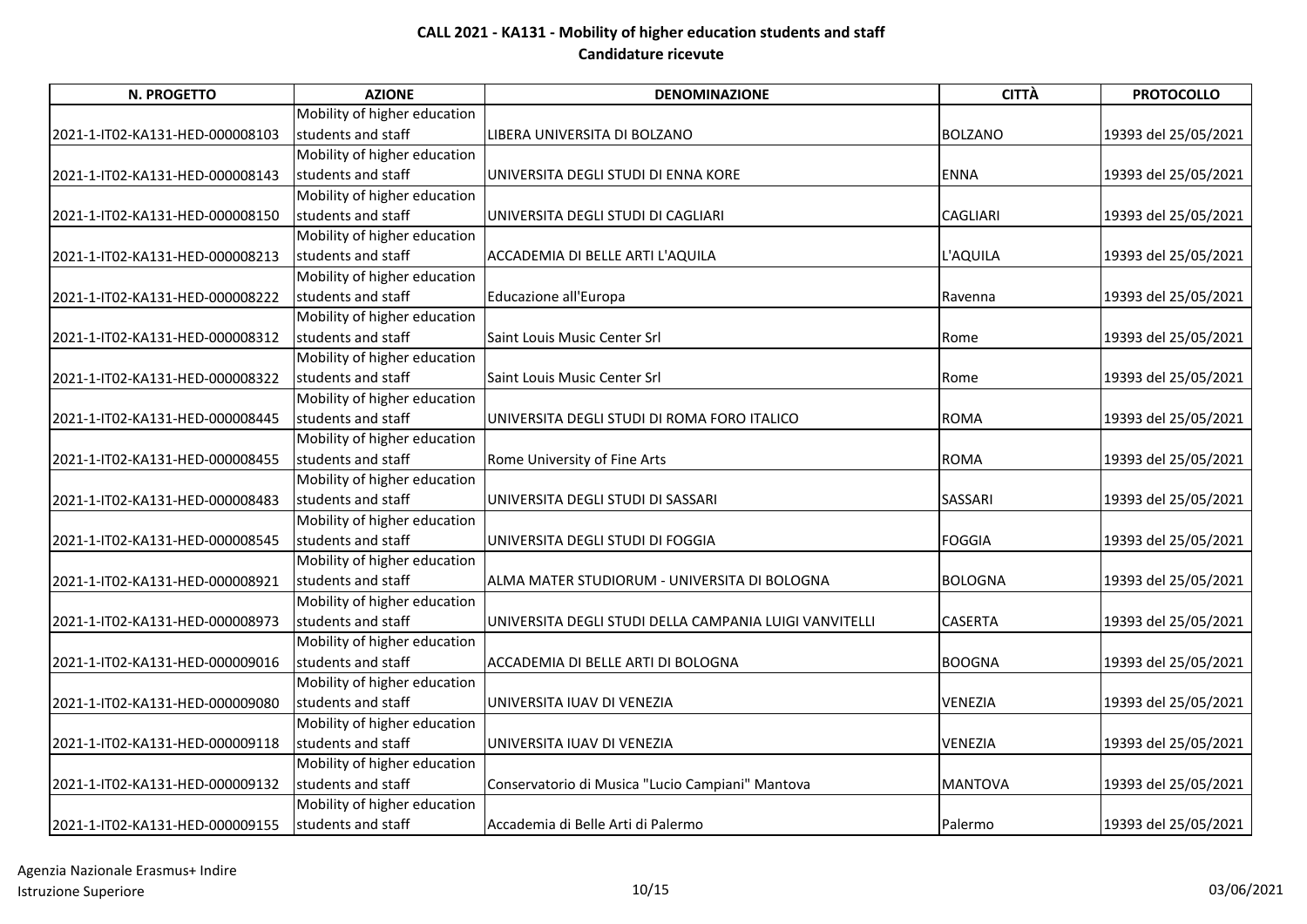## CALL 2021 - KA131 - Mobility of higher education students and staff
## Candidature ricevute

| N. PROGETTO | AZIONE | DENOMINAZIONE | CITTÀ | PROTOCOLLO |
|---|---|---|---|---|
| 2021-1-IT02-KA131-HED-000008103 | Mobility of higher education students and staff | LIBERA UNIVERSITA DI BOLZANO | BOLZANO | 19393 del 25/05/2021 |
| 2021-1-IT02-KA131-HED-000008143 | Mobility of higher education students and staff | UNIVERSITA DEGLI STUDI DI ENNA KORE | ENNA | 19393 del 25/05/2021 |
| 2021-1-IT02-KA131-HED-000008150 | Mobility of higher education students and staff | UNIVERSITA DEGLI STUDI DI CAGLIARI | CAGLIARI | 19393 del 25/05/2021 |
| 2021-1-IT02-KA131-HED-000008213 | Mobility of higher education students and staff | ACCADEMIA DI BELLE ARTI L'AQUILA | L'AQUILA | 19393 del 25/05/2021 |
| 2021-1-IT02-KA131-HED-000008222 | Mobility of higher education students and staff | Educazione all'Europa | Ravenna | 19393 del 25/05/2021 |
| 2021-1-IT02-KA131-HED-000008312 | Mobility of higher education students and staff | Saint Louis Music Center Srl | Rome | 19393 del 25/05/2021 |
| 2021-1-IT02-KA131-HED-000008322 | Mobility of higher education students and staff | Saint Louis Music Center Srl | Rome | 19393 del 25/05/2021 |
| 2021-1-IT02-KA131-HED-000008445 | Mobility of higher education students and staff | UNIVERSITA DEGLI STUDI DI ROMA FORO ITALICO | ROMA | 19393 del 25/05/2021 |
| 2021-1-IT02-KA131-HED-000008455 | Mobility of higher education students and staff | Rome University of Fine Arts | ROMA | 19393 del 25/05/2021 |
| 2021-1-IT02-KA131-HED-000008483 | Mobility of higher education students and staff | UNIVERSITA DEGLI STUDI DI SASSARI | SASSARI | 19393 del 25/05/2021 |
| 2021-1-IT02-KA131-HED-000008545 | Mobility of higher education students and staff | UNIVERSITA DEGLI STUDI DI FOGGIA | FOGGIA | 19393 del 25/05/2021 |
| 2021-1-IT02-KA131-HED-000008921 | Mobility of higher education students and staff | ALMA MATER STUDIORUM - UNIVERSITA DI BOLOGNA | BOLOGNA | 19393 del 25/05/2021 |
| 2021-1-IT02-KA131-HED-000008973 | Mobility of higher education students and staff | UNIVERSITA DEGLI STUDI DELLA CAMPANIA LUIGI VANVITELLI | CASERTA | 19393 del 25/05/2021 |
| 2021-1-IT02-KA131-HED-000009016 | Mobility of higher education students and staff | ACCADEMIA DI BELLE ARTI DI BOLOGNA | BOOGNA | 19393 del 25/05/2021 |
| 2021-1-IT02-KA131-HED-000009080 | Mobility of higher education students and staff | UNIVERSITA IUAV DI VENEZIA | VENEZIA | 19393 del 25/05/2021 |
| 2021-1-IT02-KA131-HED-000009118 | Mobility of higher education students and staff | UNIVERSITA IUAV DI VENEZIA | VENEZIA | 19393 del 25/05/2021 |
| 2021-1-IT02-KA131-HED-000009132 | Mobility of higher education students and staff | Conservatorio di Musica "Lucio Campiani" Mantova | MANTOVA | 19393 del 25/05/2021 |
| 2021-1-IT02-KA131-HED-000009155 | Mobility of higher education students and staff | Accademia di Belle Arti di Palermo | Palermo | 19393 del 25/05/2021 |

Agenzia Nazionale Erasmus+ Indire
Istruzione Superiore

03/06/2021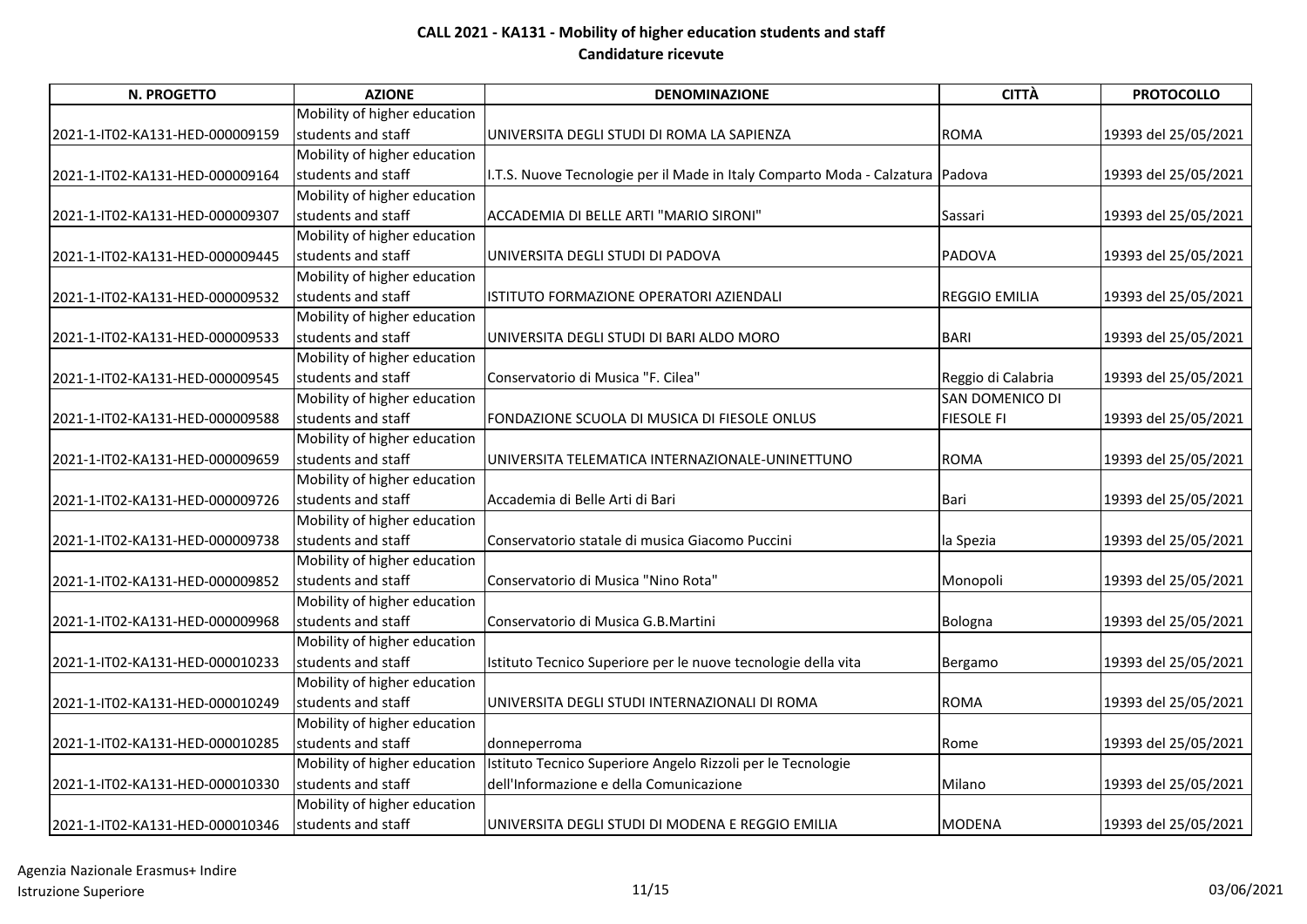# CALL 2021 - KA131 - Mobility of higher education students and staff

## Candidature ricevute

| N. PROGETTO | AZIONE | DENOMINAZIONE | CITTÀ | PROTOCOLLO |
|---|---|---|---|---|
| 2021-1-IT02-KA131-HED-000009159 | Mobility of higher education students and staff | UNIVERSITA DEGLI STUDI DI ROMA LA SAPIENZA | ROMA | 19393 del 25/05/2021 |
| 2021-1-IT02-KA131-HED-000009164 | Mobility of higher education students and staff | I.T.S. Nuove Tecnologie per il Made in Italy Comparto Moda - Calzatura | Padova | 19393 del 25/05/2021 |
| 2021-1-IT02-KA131-HED-000009307 | Mobility of higher education students and staff | ACCADEMIA DI BELLE ARTI "MARIO SIRONI" | Sassari | 19393 del 25/05/2021 |
| 2021-1-IT02-KA131-HED-000009445 | Mobility of higher education students and staff | UNIVERSITA DEGLI STUDI DI PADOVA | PADOVA | 19393 del 25/05/2021 |
| 2021-1-IT02-KA131-HED-000009532 | Mobility of higher education students and staff | ISTITUTO FORMAZIONE OPERATORI AZIENDALI | REGGIO EMILIA | 19393 del 25/05/2021 |
| 2021-1-IT02-KA131-HED-000009533 | Mobility of higher education students and staff | UNIVERSITA DEGLI STUDI DI BARI ALDO MORO | BARI | 19393 del 25/05/2021 |
| 2021-1-IT02-KA131-HED-000009545 | Mobility of higher education students and staff | Conservatorio di Musica "F. Cilea" | Reggio di Calabria | 19393 del 25/05/2021 |
| 2021-1-IT02-KA131-HED-000009588 | Mobility of higher education students and staff | FONDAZIONE SCUOLA DI MUSICA DI FIESOLE ONLUS | SAN DOMENICO DI FIESOLE FI | 19393 del 25/05/2021 |
| 2021-1-IT02-KA131-HED-000009659 | Mobility of higher education students and staff | UNIVERSITA TELEMATICA INTERNAZIONALE-UNINETTUNO | ROMA | 19393 del 25/05/2021 |
| 2021-1-IT02-KA131-HED-000009726 | Mobility of higher education students and staff | Accademia di Belle Arti di Bari | Bari | 19393 del 25/05/2021 |
| 2021-1-IT02-KA131-HED-000009738 | Mobility of higher education students and staff | Conservatorio statale di musica Giacomo Puccini | la Spezia | 19393 del 25/05/2021 |
| 2021-1-IT02-KA131-HED-000009852 | Mobility of higher education students and staff | Conservatorio di Musica "Nino Rota" | Monopoli | 19393 del 25/05/2021 |
| 2021-1-IT02-KA131-HED-000009968 | Mobility of higher education students and staff | Conservatorio di Musica G.B.Martini | Bologna | 19393 del 25/05/2021 |
| 2021-1-IT02-KA131-HED-000010233 | Mobility of higher education students and staff | Istituto Tecnico Superiore per le nuove tecnologie della vita | Bergamo | 19393 del 25/05/2021 |
| 2021-1-IT02-KA131-HED-000010249 | Mobility of higher education students and staff | UNIVERSITA DEGLI STUDI INTERNAZIONALI DI ROMA | ROMA | 19393 del 25/05/2021 |
| 2021-1-IT02-KA131-HED-000010285 | Mobility of higher education students and staff | donneperroma | Rome | 19393 del 25/05/2021 |
| 2021-1-IT02-KA131-HED-000010330 | Mobility of higher education students and staff | Istituto Tecnico Superiore Angelo Rizzoli per le Tecnologie dell'Informazione e della Comunicazione | Milano | 19393 del 25/05/2021 |
| 2021-1-IT02-KA131-HED-000010346 | Mobility of higher education students and staff | UNIVERSITA DEGLI STUDI DI MODENA E REGGIO EMILIA | MODENA | 19393 del 25/05/2021 |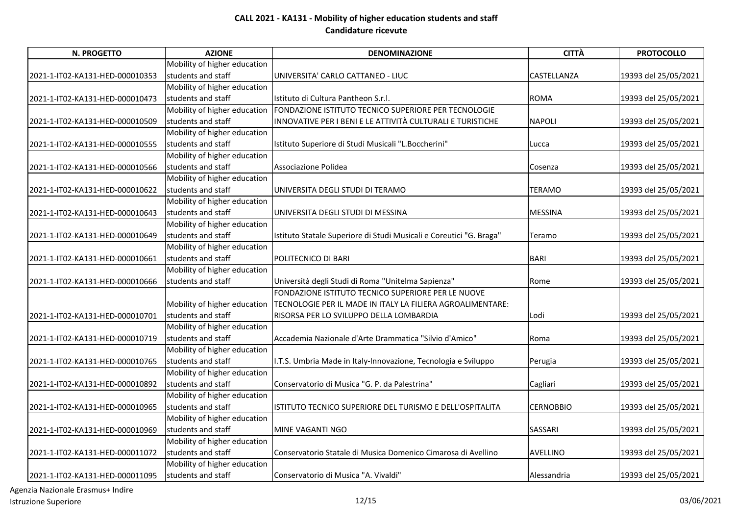**CALL 2021 - KA131 - Mobility of higher education students and staff**
**Candidature ricevute**

| N. PROGETTO | AZIONE | DENOMINAZIONE | CITTÀ | PROTOCOLLO |
|---|---|---|---|---|
| 2021-1-IT02-KA131-HED-000010353 | Mobility of higher education students and staff | UNIVERSITA' CARLO CATTANEO - LIUC | CASTELLANZA | 19393 del 25/05/2021 |
| 2021-1-IT02-KA131-HED-000010473 | Mobility of higher education students and staff | Istituto di Cultura Pantheon S.r.l. | ROMA | 19393 del 25/05/2021 |
| 2021-1-IT02-KA131-HED-000010509 | Mobility of higher education students and staff | FONDAZIONE ISTITUTO TECNICO SUPERIORE PER TECNOLOGIE INNOVATIVE PER I BENI E LE ATTIVITÀ CULTURALI E TURISTICHE | NAPOLI | 19393 del 25/05/2021 |
| 2021-1-IT02-KA131-HED-000010555 | Mobility of higher education students and staff | Istituto Superiore di Studi Musicali "L.Boccherini" | Lucca | 19393 del 25/05/2021 |
| 2021-1-IT02-KA131-HED-000010566 | Mobility of higher education students and staff | Associazione Polidea | Cosenza | 19393 del 25/05/2021 |
| 2021-1-IT02-KA131-HED-000010622 | Mobility of higher education students and staff | UNIVERSITA DEGLI STUDI DI TERAMO | TERAMO | 19393 del 25/05/2021 |
| 2021-1-IT02-KA131-HED-000010643 | Mobility of higher education students and staff | UNIVERSITA DEGLI STUDI DI MESSINA | MESSINA | 19393 del 25/05/2021 |
| 2021-1-IT02-KA131-HED-000010649 | Mobility of higher education students and staff | Istituto Statale Superiore di Studi Musicali e Coreutici "G. Braga" | Teramo | 19393 del 25/05/2021 |
| 2021-1-IT02-KA131-HED-000010661 | Mobility of higher education students and staff | POLITECNICO DI BARI | BARI | 19393 del 25/05/2021 |
| 2021-1-IT02-KA131-HED-000010666 | Mobility of higher education students and staff | Università degli Studi di Roma "Unitelma Sapienza" | Rome | 19393 del 25/05/2021 |
| 2021-1-IT02-KA131-HED-000010701 | Mobility of higher education students and staff | FONDAZIONE ISTITUTO TECNICO SUPERIORE PER LE NUOVE TECNOLOGIE PER IL MADE IN ITALY LA FILIERA AGROALIMENTARE: RISORSA PER LO SVILUPPO DELLA LOMBARDIA | Lodi | 19393 del 25/05/2021 |
| 2021-1-IT02-KA131-HED-000010719 | Mobility of higher education students and staff | Accademia Nazionale d'Arte Drammatica "Silvio d'Amico" | Roma | 19393 del 25/05/2021 |
| 2021-1-IT02-KA131-HED-000010765 | Mobility of higher education students and staff | I.T.S. Umbria Made in Italy-Innovazione, Tecnologia e Sviluppo | Perugia | 19393 del 25/05/2021 |
| 2021-1-IT02-KA131-HED-000010892 | Mobility of higher education students and staff | Conservatorio di Musica "G. P. da Palestrina" | Cagliari | 19393 del 25/05/2021 |
| 2021-1-IT02-KA131-HED-000010965 | Mobility of higher education students and staff | ISTITUTO TECNICO SUPERIORE DEL TURISMO E DELL'OSPITALITA | CERNOBBIO | 19393 del 25/05/2021 |
| 2021-1-IT02-KA131-HED-000010969 | Mobility of higher education students and staff | MINE VAGANTI NGO | SASSARI | 19393 del 25/05/2021 |
| 2021-1-IT02-KA131-HED-000011072 | Mobility of higher education students and staff | Conservatorio Statale di Musica Domenico Cimarosa di Avellino | AVELLINO | 19393 del 25/05/2021 |
| 2021-1-IT02-KA131-HED-000011095 | Mobility of higher education students and staff | Conservatorio di Musica "A. Vivaldi" | Alessandria | 19393 del 25/05/2021 |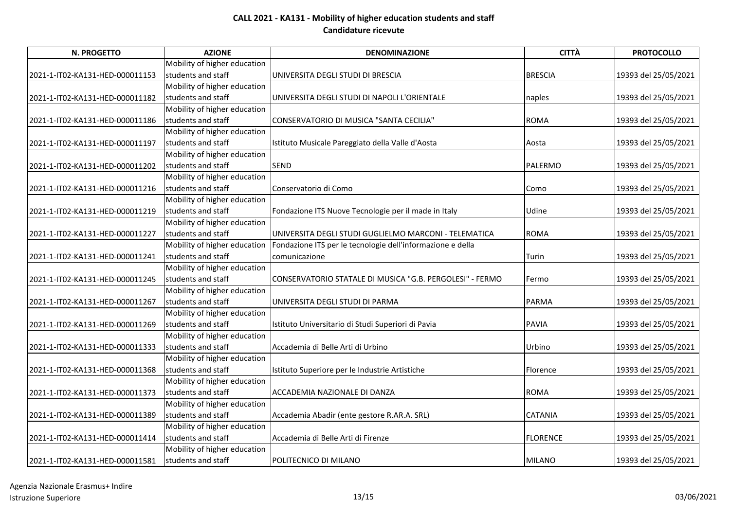# CALL 2021 - KA131 - Mobility of higher education students and staff
## Candidature ricevute

| N. PROGETTO | AZIONE | DENOMINAZIONE | CITTÀ | PROTOCOLLO |
|---|---|---|---|---|
| 2021-1-IT02-KA131-HED-000011153 | Mobility of higher education students and staff | UNIVERSITA DEGLI STUDI DI BRESCIA | BRESCIA | 19393 del 25/05/2021 |
| 2021-1-IT02-KA131-HED-000011182 | Mobility of higher education students and staff | UNIVERSITA DEGLI STUDI DI NAPOLI L'ORIENTALE | naples | 19393 del 25/05/2021 |
| 2021-1-IT02-KA131-HED-000011186 | Mobility of higher education students and staff | CONSERVATORIO DI MUSICA "SANTA CECILIA" | ROMA | 19393 del 25/05/2021 |
| 2021-1-IT02-KA131-HED-000011197 | Mobility of higher education students and staff | Istituto Musicale Pareggiato della Valle d'Aosta | Aosta | 19393 del 25/05/2021 |
| 2021-1-IT02-KA131-HED-000011202 | Mobility of higher education students and staff | SEND | PALERMO | 19393 del 25/05/2021 |
| 2021-1-IT02-KA131-HED-000011216 | Mobility of higher education students and staff | Conservatorio di Como | Como | 19393 del 25/05/2021 |
| 2021-1-IT02-KA131-HED-000011219 | Mobility of higher education students and staff | Fondazione ITS Nuove Tecnologie per il made in Italy | Udine | 19393 del 25/05/2021 |
| 2021-1-IT02-KA131-HED-000011227 | Mobility of higher education students and staff | UNIVERSITA DEGLI STUDI GUGLIELMO MARCONI - TELEMATICA | ROMA | 19393 del 25/05/2021 |
| 2021-1-IT02-KA131-HED-000011241 | Mobility of higher education students and staff | Fondazione ITS per le tecnologie dell'informazione e della comunicazione | Turin | 19393 del 25/05/2021 |
| 2021-1-IT02-KA131-HED-000011245 | Mobility of higher education students and staff | CONSERVATORIO STATALE DI MUSICA "G.B. PERGOLESI" - FERMO | Fermo | 19393 del 25/05/2021 |
| 2021-1-IT02-KA131-HED-000011267 | Mobility of higher education students and staff | UNIVERSITA DEGLI STUDI DI PARMA | PARMA | 19393 del 25/05/2021 |
| 2021-1-IT02-KA131-HED-000011269 | Mobility of higher education students and staff | Istituto Universitario di Studi Superiori di Pavia | PAVIA | 19393 del 25/05/2021 |
| 2021-1-IT02-KA131-HED-000011333 | Mobility of higher education students and staff | Accademia di Belle Arti di Urbino | Urbino | 19393 del 25/05/2021 |
| 2021-1-IT02-KA131-HED-000011368 | Mobility of higher education students and staff | Istituto Superiore per le Industrie Artistiche | Florence | 19393 del 25/05/2021 |
| 2021-1-IT02-KA131-HED-000011373 | Mobility of higher education students and staff | ACCADEMIA NAZIONALE DI DANZA | ROMA | 19393 del 25/05/2021 |
| 2021-1-IT02-KA131-HED-000011389 | Mobility of higher education students and staff | Accademia Abadir (ente gestore R.AR.A. SRL) | CATANIA | 19393 del 25/05/2021 |
| 2021-1-IT02-KA131-HED-000011414 | Mobility of higher education students and staff | Accademia di Belle Arti di Firenze | FLORENCE | 19393 del 25/05/2021 |
| 2021-1-IT02-KA131-HED-000011581 | Mobility of higher education students and staff | POLITECNICO DI MILANO | MILANO | 19393 del 25/05/2021 |

Agenzia Nazionale Erasmus+ Indire
Istruzione Superiore

03/06/2021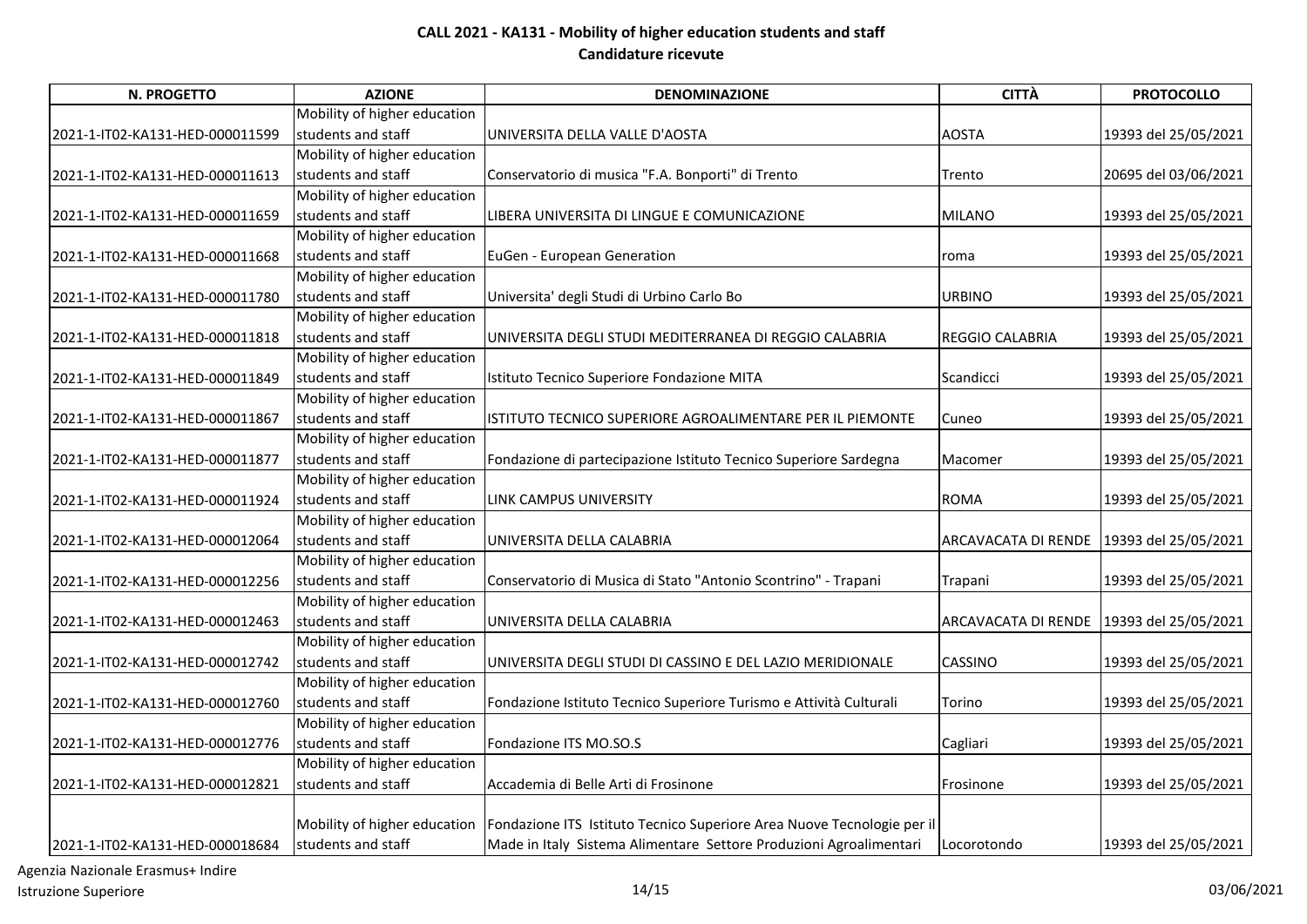## CALL 2021 - KA131 - Mobility of higher education students and staff
### Candidature ricevute

| N. PROGETTO | AZIONE | DENOMINAZIONE | CITTÀ | PROTOCOLLO |
|---|---|---|---|---|
| 2021-1-IT02-KA131-HED-000011599 | Mobility of higher education students and staff | UNIVERSITA DELLA VALLE D'AOSTA | AOSTA | 19393 del 25/05/2021 |
| 2021-1-IT02-KA131-HED-000011613 | Mobility of higher education students and staff | Conservatorio di musica "F.A. Bonporti" di Trento | Trento | 20695 del 03/06/2021 |
| 2021-1-IT02-KA131-HED-000011659 | Mobility of higher education students and staff | LIBERA UNIVERSITA DI LINGUE E COMUNICAZIONE | MILANO | 19393 del 25/05/2021 |
| 2021-1-IT02-KA131-HED-000011668 | Mobility of higher education students and staff | EuGen - European Generation | roma | 19393 del 25/05/2021 |
| 2021-1-IT02-KA131-HED-000011780 | Mobility of higher education students and staff | Universita' degli Studi di Urbino Carlo Bo | URBINO | 19393 del 25/05/2021 |
| 2021-1-IT02-KA131-HED-000011818 | Mobility of higher education students and staff | UNIVERSITA DEGLI STUDI MEDITERRANEA DI REGGIO CALABRIA | REGGIO CALABRIA | 19393 del 25/05/2021 |
| 2021-1-IT02-KA131-HED-000011849 | Mobility of higher education students and staff | Istituto Tecnico Superiore Fondazione MITA | Scandicci | 19393 del 25/05/2021 |
| 2021-1-IT02-KA131-HED-000011867 | Mobility of higher education students and staff | ISTITUTO TECNICO SUPERIORE AGROALIMENTARE PER IL PIEMONTE | Cuneo | 19393 del 25/05/2021 |
| 2021-1-IT02-KA131-HED-000011877 | Mobility of higher education students and staff | Fondazione di partecipazione Istituto Tecnico Superiore Sardegna | Macomer | 19393 del 25/05/2021 |
| 2021-1-IT02-KA131-HED-000011924 | Mobility of higher education students and staff | LINK CAMPUS UNIVERSITY | ROMA | 19393 del 25/05/2021 |
| 2021-1-IT02-KA131-HED-000012064 | Mobility of higher education students and staff | UNIVERSITA DELLA CALABRIA | ARCAVACATA DI RENDE | 19393 del 25/05/2021 |
| 2021-1-IT02-KA131-HED-000012256 | Mobility of higher education students and staff | Conservatorio di Musica di Stato "Antonio Scontrino" - Trapani | Trapani | 19393 del 25/05/2021 |
| 2021-1-IT02-KA131-HED-000012463 | Mobility of higher education students and staff | UNIVERSITA DELLA CALABRIA | ARCAVACATA DI RENDE | 19393 del 25/05/2021 |
| 2021-1-IT02-KA131-HED-000012742 | Mobility of higher education students and staff | UNIVERSITA DEGLI STUDI DI CASSINO E DEL LAZIO MERIDIONALE | CASSINO | 19393 del 25/05/2021 |
| 2021-1-IT02-KA131-HED-000012760 | Mobility of higher education students and staff | Fondazione Istituto Tecnico Superiore Turismo e Attività Culturali | Torino | 19393 del 25/05/2021 |
| 2021-1-IT02-KA131-HED-000012776 | Mobility of higher education students and staff | Fondazione ITS MO.SO.S | Cagliari | 19393 del 25/05/2021 |
| 2021-1-IT02-KA131-HED-000012821 | Mobility of higher education students and staff | Accademia di Belle Arti di Frosinone | Frosinone | 19393 del 25/05/2021 |
| 2021-1-IT02-KA131-HED-000018684 | Mobility of higher education students and staff | Fondazione ITS Istituto Tecnico Superiore Area Nuove Tecnologie per il Made in Italy Sistema Alimentare Settore Produzioni Agroalimentari | Locorotondo | 19393 del 25/05/2021 |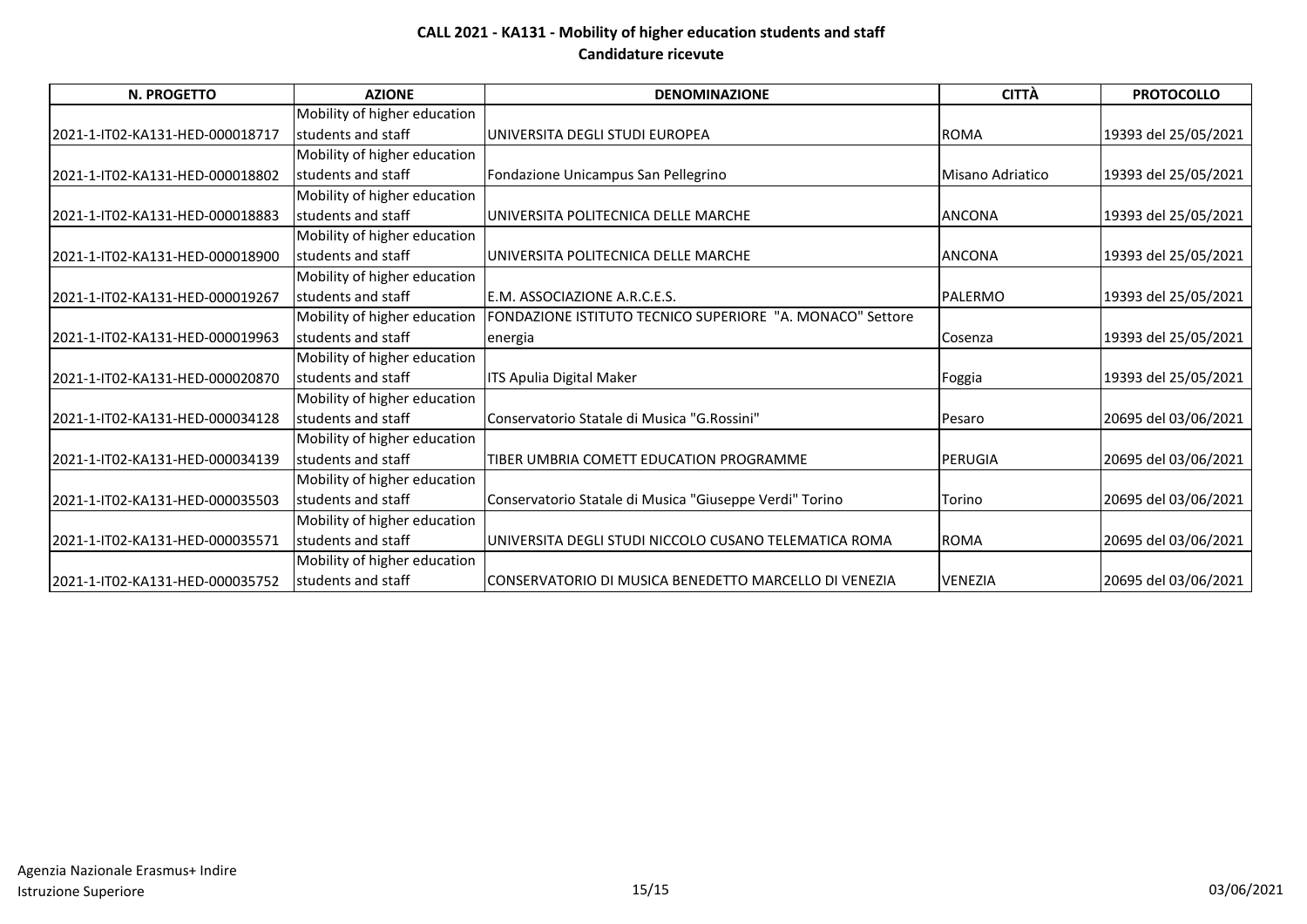# CALL 2021 - KA131 - Mobility of higher education students and staff
## Candidature ricevute

| N. PROGETTO | AZIONE | DENOMINAZIONE | CITTÀ | PROTOCOLLO |
|---|---|---|---|---|
| 2021-1-IT02-KA131-HED-000018717 | Mobility of higher education students and staff | UNIVERSITA DEGLI STUDI EUROPEA | ROMA | 19393 del 25/05/2021 |
| 2021-1-IT02-KA131-HED-000018802 | Mobility of higher education students and staff | Fondazione Unicampus San Pellegrino | Misano Adriatico | 19393 del 25/05/2021 |
| 2021-1-IT02-KA131-HED-000018883 | Mobility of higher education students and staff | UNIVERSITA POLITECNICA DELLE MARCHE | ANCONA | 19393 del 25/05/2021 |
| 2021-1-IT02-KA131-HED-000018900 | Mobility of higher education students and staff | UNIVERSITA POLITECNICA DELLE MARCHE | ANCONA | 19393 del 25/05/2021 |
| 2021-1-IT02-KA131-HED-000019267 | Mobility of higher education students and staff | E.M. ASSOCIAZIONE A.R.C.E.S. | PALERMO | 19393 del 25/05/2021 |
| 2021-1-IT02-KA131-HED-000019963 | Mobility of higher education students and staff | FONDAZIONE ISTITUTO TECNICO SUPERIORE "A. MONACO" Settore energia | Cosenza | 19393 del 25/05/2021 |
| 2021-1-IT02-KA131-HED-000020870 | Mobility of higher education students and staff | ITS Apulia Digital Maker | Foggia | 19393 del 25/05/2021 |
| 2021-1-IT02-KA131-HED-000034128 | Mobility of higher education students and staff | Conservatorio Statale di Musica "G.Rossini" | Pesaro | 20695 del 03/06/2021 |
| 2021-1-IT02-KA131-HED-000034139 | Mobility of higher education students and staff | TIBER UMBRIA COMETT EDUCATION PROGRAMME | PERUGIA | 20695 del 03/06/2021 |
| 2021-1-IT02-KA131-HED-000035503 | Mobility of higher education students and staff | Conservatorio Statale di Musica "Giuseppe Verdi" Torino | Torino | 20695 del 03/06/2021 |
| 2021-1-IT02-KA131-HED-000035571 | Mobility of higher education students and staff | UNIVERSITA DEGLI STUDI NICCOLO CUSANO TELEMATICA ROMA | ROMA | 20695 del 03/06/2021 |
| 2021-1-IT02-KA131-HED-000035752 | Mobility of higher education students and staff | CONSERVATORIO DI MUSICA BENEDETTO MARCELLO DI VENEZIA | VENEZIA | 20695 del 03/06/2021 |